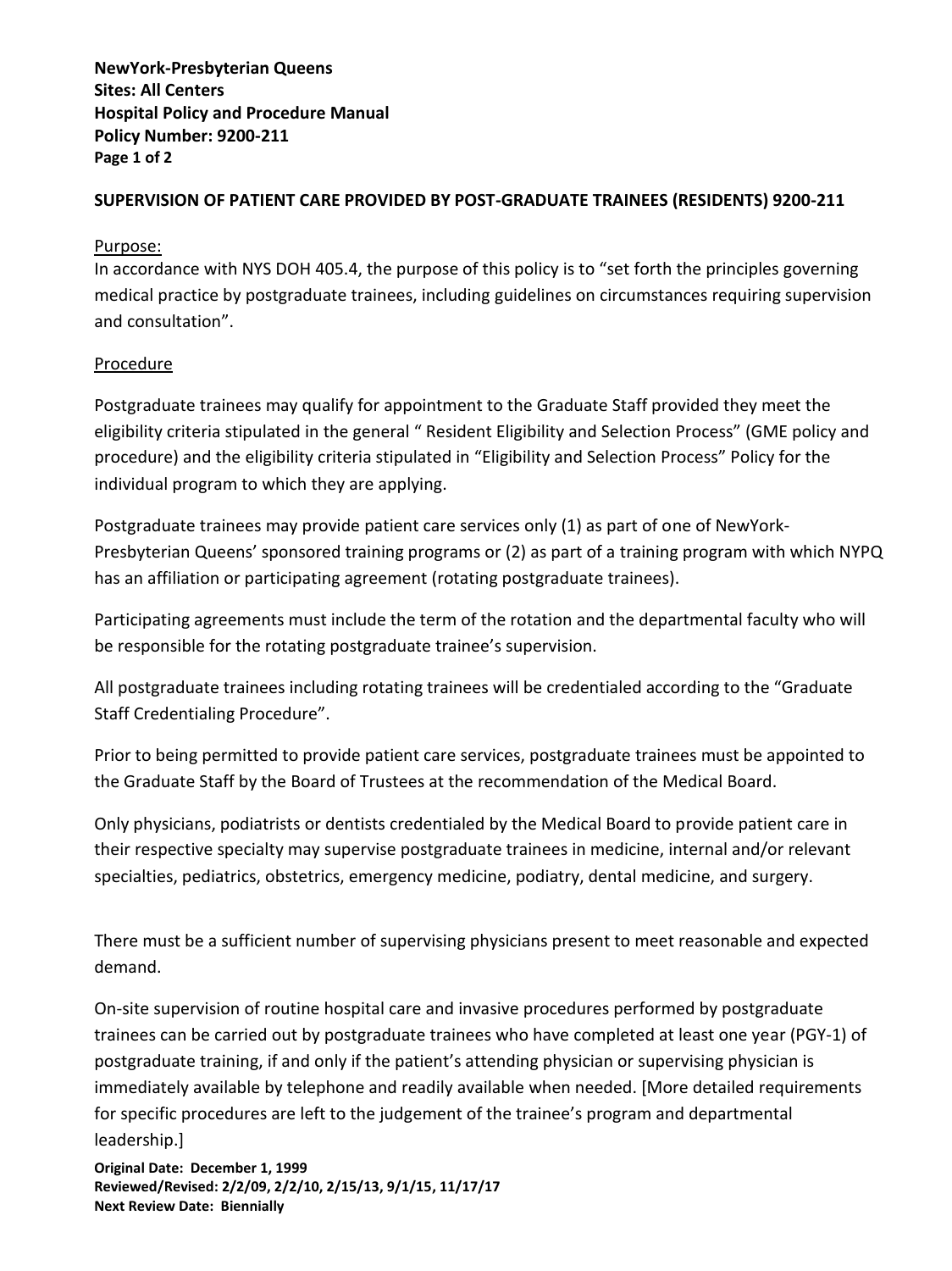**NewYork-Presbyterian Queens**
**Sites: All Centers**
**Hospital Policy and Procedure Manual**
**Policy Number: 9200-211**

## SUPERVISION OF PATIENT CARE PROVIDED BY POST-GRADUATE TRAINEES (RESIDENTS) 9200-211

Purpose:

In accordance with NYS DOH 405.4, the purpose of this policy is to "set forth the principles governing medical practice by postgraduate trainees, including guidelines on circumstances requiring supervision and consultation".

Procedure

Postgraduate trainees may qualify for appointment to the Graduate Staff provided they meet the eligibility criteria stipulated in the general " Resident Eligibility and Selection Process" (GME policy and procedure) and the eligibility criteria stipulated in "Eligibility and Selection Process" Policy for the individual program to which they are applying.

Postgraduate trainees may provide patient care services only (1) as part of one of NewYork-Presbyterian Queens' sponsored training programs or (2) as part of a training program with which NYPQ has an affiliation or participating agreement (rotating postgraduate trainees).

Participating agreements must include the term of the rotation and the departmental faculty who will be responsible for the rotating postgraduate trainee's supervision.

All postgraduate trainees including rotating trainees will be credentialed according to the "Graduate Staff Credentialing Procedure".

Prior to being permitted to provide patient care services, postgraduate trainees must be appointed to the Graduate Staff by the Board of Trustees at the recommendation of the Medical Board.

Only physicians, podiatrists or dentists credentialed by the Medical Board to provide patient care in their respective specialty may supervise postgraduate trainees in medicine, internal and/or relevant specialties, pediatrics, obstetrics, emergency medicine, podiatry, dental medicine, and surgery.

There must be a sufficient number of supervising physicians present to meet reasonable and expected demand.

On-site supervision of routine hospital care and invasive procedures performed by postgraduate trainees can be carried out by postgraduate trainees who have completed at least one year (PGY-1) of postgraduate training, if and only if the patient's attending physician or supervising physician is immediately available by telephone and readily available when needed. [More detailed requirements for specific procedures are left to the judgement of the trainee's program and departmental leadership.]

**Original Date: December 1, 1999**
**Reviewed/Revised: 2/2/09, 2/2/10, 2/15/13, 9/1/15, 11/17/17**
**Next Review Date: Biennially**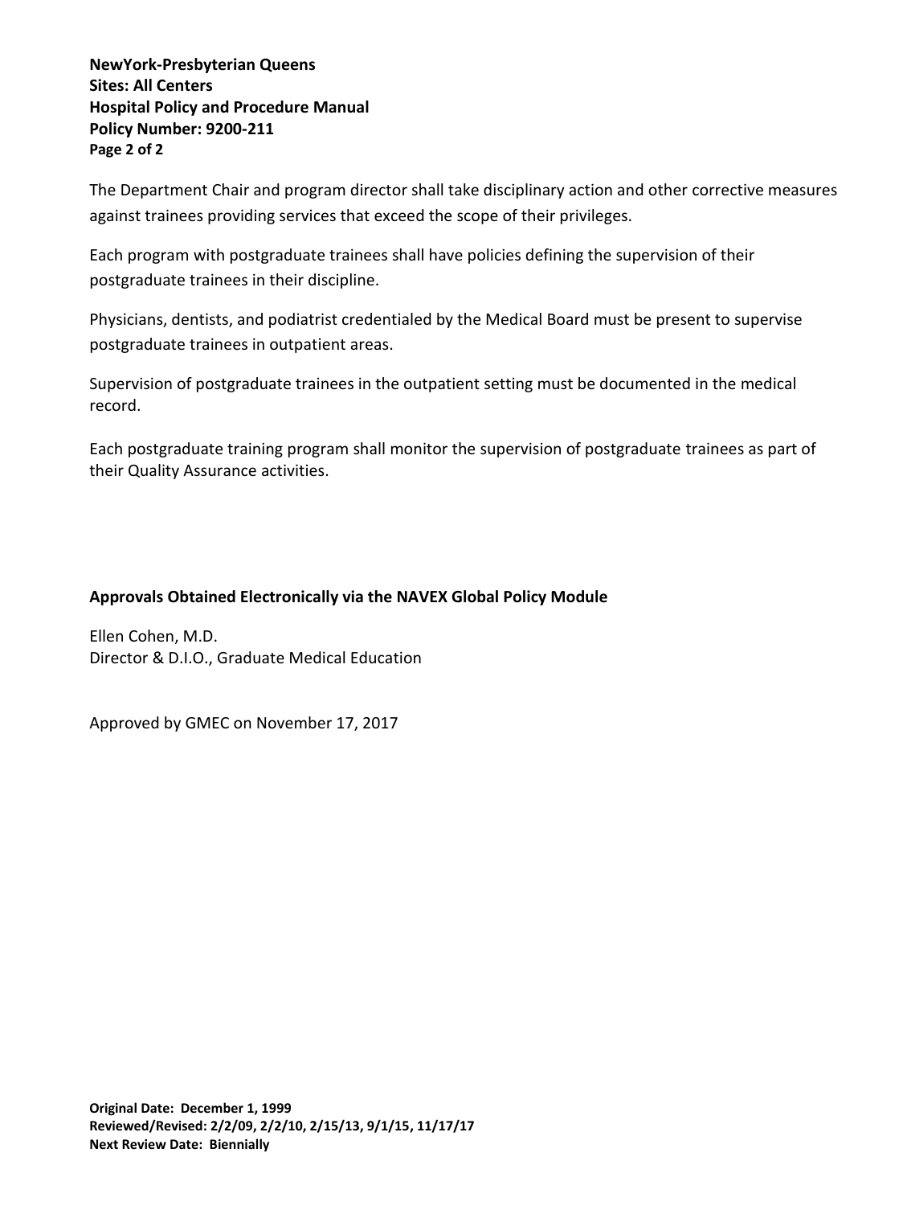The Department Chair and program director shall take disciplinary action and other corrective measures against trainees providing services that exceed the scope of their privileges.

Each program with postgraduate trainees shall have policies defining the supervision of their postgraduate trainees in their discipline.

Physicians, dentists, and podiatrist credentialed by the Medical Board must be present to supervise postgraduate trainees in outpatient areas.

Supervision of postgraduate trainees in the outpatient setting must be documented in the medical record.

Each postgraduate training program shall monitor the supervision of postgraduate trainees as part of their Quality Assurance activities.

**Approvals Obtained Electronically via the NAVEX Global Policy Module**

Ellen Cohen, M.D.
Director & D.I.O., Graduate Medical Education

Approved by GMEC on November 17, 2017

**Original Date: December 1, 1999**
**Reviewed/Revised: 2/2/09, 2/2/10, 2/15/13, 9/1/15, 11/17/17**
**Next Review Date: Biennially**